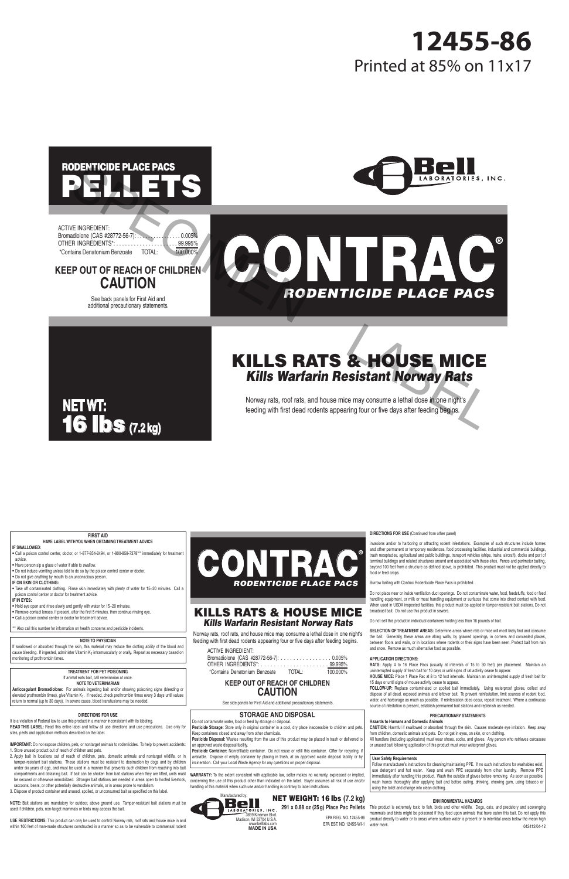# 12455-86

Printed at 85% on 11x17

SPECIMEN LABEL

## RODENTICIDE PLACE PACS PELLETS

Bell LABORATORIES, INC.

ACTIVE INGREDIENT:
Bromadiolone (CAS #28772-56-7): . . . . . . . . . . . . . . . . 0.005%
OTHER INGREDIENTS*: . . . . . . . . . . . . . . . . . . . . . . 99.995%
*Contains Denatonium Benzoate TOTAL: 100.000%

**KEEP OUT OF REACH OF CHILDREN**
**CAUTION**

See back panels for First Aid and additional precautionary statements.

# CONTRAC®

*RODENTICIDE PLACE PACS*

## KILLS RATS & HOUSE MICE

***Kills Warfarin Resistant Norway Rats***

Norway rats, roof rats, and house mice may consume a lethal dose in one night's feeding with first dead rodents appearing four or five days after feeding begins.

**NET WT: 16 lbs (7.2 kg)**

---

**FIRST AID**
**HAVE LABEL WITH YOU WHEN OBTAINING TREATMENT ADVICE**

**IF SWALLOWED:**
- Call a poison control center, doctor, or 1-877-854-2494, or 1-800-858-7378** immediately for treatment advice.
- Have person sip a glass of water if able to swallow.
- Do not induce vomiting unless told to do so by the poison control center or doctor.
- Do not give anything by mouth to an unconscious person.

**IF ON SKIN OR CLOTHING:**
- Take off contaminated clothing. Rinse skin immediately with plenty of water for 15–20 minutes. Call a poison control center or doctor for treatment advice.

**IF IN EYES:**
- Hold eye open and rinse slowly and gently with water for 15–20 minutes.
- Remove contact lenses, if present, after the first 5 minutes, then continue rinsing eye.
- Call a poison control center or doctor for treatment advice.

** Also call this number for information on health concerns and pesticide incidents.

**NOTE TO PHYSICIAN**

If swallowed or absorbed through the skin, this material may reduce the clotting ability of the blood and cause bleeding. If ingested, administer Vitamin $K_1$ intramuscularly or orally. Repeat as necessary based on monitoring of prothrombin times.

**TREATMENT FOR PET POISONING**
If animal eats bait, call veterinarian at once.
**NOTE TO VETERINARIAN**

**Anticoagulant Bromadiolone:** For animals ingesting bait and/or showing poisoning signs (bleeding or elevated prothrombin times), give Vitamin $K_1$. If needed, check prothrombin times every 3 days until values return to normal (up to 30 days). In severe cases, blood transfusions may be needed.

**DIRECTIONS FOR USE**

It is a violation of Federal law to use this product in a manner inconsistent with its labeling.

**READ THIS LABEL:** Read this entire label and follow all use directions and use precautions. Use only for sites, pests and application methods described on the label.

**IMPORTANT:** Do not expose children, pets, or nontarget animals to rodenticides. To help to prevent accidents:
1. Store unused product out of reach of children and pets.
2. Apply bait in locations out of reach of children, pets, domestic animals and nontarget wildlife, or in tamper-resistant bait stations. These stations must be resistant to destruction by dogs and by children under six years of age, and must be used in a manner that prevents such children from reaching into bait compartments and obtaining bait. If bait can be shaken from bait stations when they are lifted, units must be secured or otherwise immobilized. Stronger bait stations are needed in areas open to hoofed livestock, raccoons, bears, or other potentially destructive animals, or in areas prone to vandalism.
3. Dispose of product container and unused, spoiled, or unconsumed bait as specified on this label.

**NOTE:** Bait stations are mandatory for outdoor, above ground use. Tamper-resistant bait stations must be used if children, pets, non-target mammals or birds may access the bait.

**USE RESTRICTIONS:** This product can only be used to control Norway rats, roof rats and house mice in and within 100 feet of man-made structures constructed in a manner so as to be vulnerable to commensal rodent

# CONTRAC®

*RODENTICIDE PLACE PACS*

## KILLS RATS & HOUSE MICE

***Kills Warfarin Resistant Norway Rats***

Norway rats, roof rats, and house mice may consume a lethal dose in one night's feeding with first dead rodents appearing four or five days after feeding begins.

ACTIVE INGREDIENT:
Bromadiolone (CAS #28772-56-7): . . . . . . . . . . . . . . . . 0.005%
OTHER INGREDIENTS*: . . . . . . . . . . . . . . . . . . . . . . 99.995%
*Contains Denatonium Benzoate TOTAL: 100.000%

**KEEP OUT OF REACH OF CHILDREN**
**CAUTION**

See side panels for First Aid and additional precautionary statements.

**STORAGE AND DISPOSAL**

Do not contaminate water, food or feed by storage or disposal.

**Pesticide Storage:** Store only in original container in a cool, dry place inaccessible to children and pets. Keep containers closed and away from other chemicals.

**Pesticide Disposal:** Wastes resulting from the use of this product may be placed in trash or delivered to an approved waste disposal facility.

**Pesticide Container:** Nonrefillable container. Do not reuse or refill this container. Offer for recycling, if available. Dispose of empty container by placing in trash, at an approved waste disposal facility or by incineration. Call your Local Waste Agency for any questions on proper disposal.

**WARRANTY:** To the extent consistent with applicable law, seller makes no warranty, expressed or implied, concerning the use of this product other than indicated on the label. Buyer assumes all risk of use and/or handling of this material when such use and/or handling is contrary to label instructions.

Manufactured by:
Bell LABORATORIES, INC.
3699 Kinsman Blvd.
Madison, WI 53704 U.S.A.
www.belllabs.com
**MADE IN USA**

**NET WEIGHT: 16 lbs (7.2 kg)**
**291 x 0.88 oz (25g) Place Pac Pellets**

EPA REG. NO. 12455-86
EPA EST. NO. 12455-WI-1

**DIRECTIONS FOR USE** (Continued from other panel)

invasions and/or to harboring or attracting rodent infestations. Examples of such structures include homes and other permanent or temporary residences, food processing facilities, industrial and commercial buildings, trash receptacles, agricultural and public buildings, transport vehicles (ships, trains, aircraft), docks and port of terminal buildings and related structures around and associated with these sites. Fence and perimeter baiting, beyond 100 feet from a structure as defined above, is prohibited. This product must not be applied directly to food or feed crops.

Burrow baiting with Contrac Rodenticide Place Pacs is prohibited.

Do not place near or inside ventilation duct openings. Do not contaminate water, food, feedstuffs, food or feed handling equipment, or milk or meat handling equipment or surfaces that come into direct contact with food. When used in USDA inspected facilities, this product must be applied in tamper-resistant bait stations. Do not broadcast bait. Do not use this product in sewers.

Do not sell this product in individual containers holding less than 16 pounds of bait.

**SELECTION OF TREATMENT AREAS:** Determine areas where rats or mice will most likely find and consume the bait. Generally, these areas are along walls, by gnawed openings, in corners and concealed places, between floors and walls, or in locations where rodents or their signs have been seen. Protect bait from rain and snow. Remove as much alternative food as possible.

**APPLICATION DIRECTIONS:**

**RATS:** Apply 4 to 16 Place Pacs (usually at intervals of 15 to 30 feet) per placement. Maintain an uninterrupted supply of fresh bait for 10 days or until signs of rat activity cease to appear.

**HOUSE MICE:** Place 1 Place Pac at 8 to 12 foot intervals. Maintain an uninterrupted supply of fresh bait for 15 days or until signs of mouse activity cease to appear.

**FOLLOW-UP:** Replace contaminated or spoiled bait immediately. Using waterproof gloves, collect and dispose of all dead, exposed animals and leftover bait. To prevent reinfestation, limit sources of rodent food, water, and harborage as much as possible. If reinfestation does occur, repeat treatment. Where a continuous source of infestation is present, establish permanent bait stations and replenish as needed.

**PRECAUTIONARY STATEMENTS**

**Hazards to Humans and Domestic Animals**

**CAUTION:** Harmful if swallowed or absorbed through the skin. Causes moderate eye irritation. Keep away from children, domestic animals and pets. Do not get in eyes, on skin, or on clothing.

All handlers (including applicators) must wear shoes, socks, and gloves. Any person who retrieves carcasses or unused bait following application of this product must wear waterproof gloves.

**User Safety Requirements**

Follow manufacturer's instructions for cleaning/maintaining PPE. If no such instructions for washables exist, use detergent and hot water. Keep and wash PPE separately from other laundry. Remove PPE immediately after handling this product. Wash the outside of gloves before removing. As soon as possible, wash hands thoroughly after applying bait and before eating, drinking, chewing gum, using tobacco or using the toilet and change into clean clothing.

**ENVIRONMENTAL HAZARDS**

This product is extremely toxic to fish, birds and other wildlife. Dogs, cats, and predatory and scavenging mammals and birds might be poisoned if they feed upon animals that have eaten this bait. Do not apply this product directly to water or to areas where surface water is present or to intertidal areas below the mean high water mark.

042412/04-12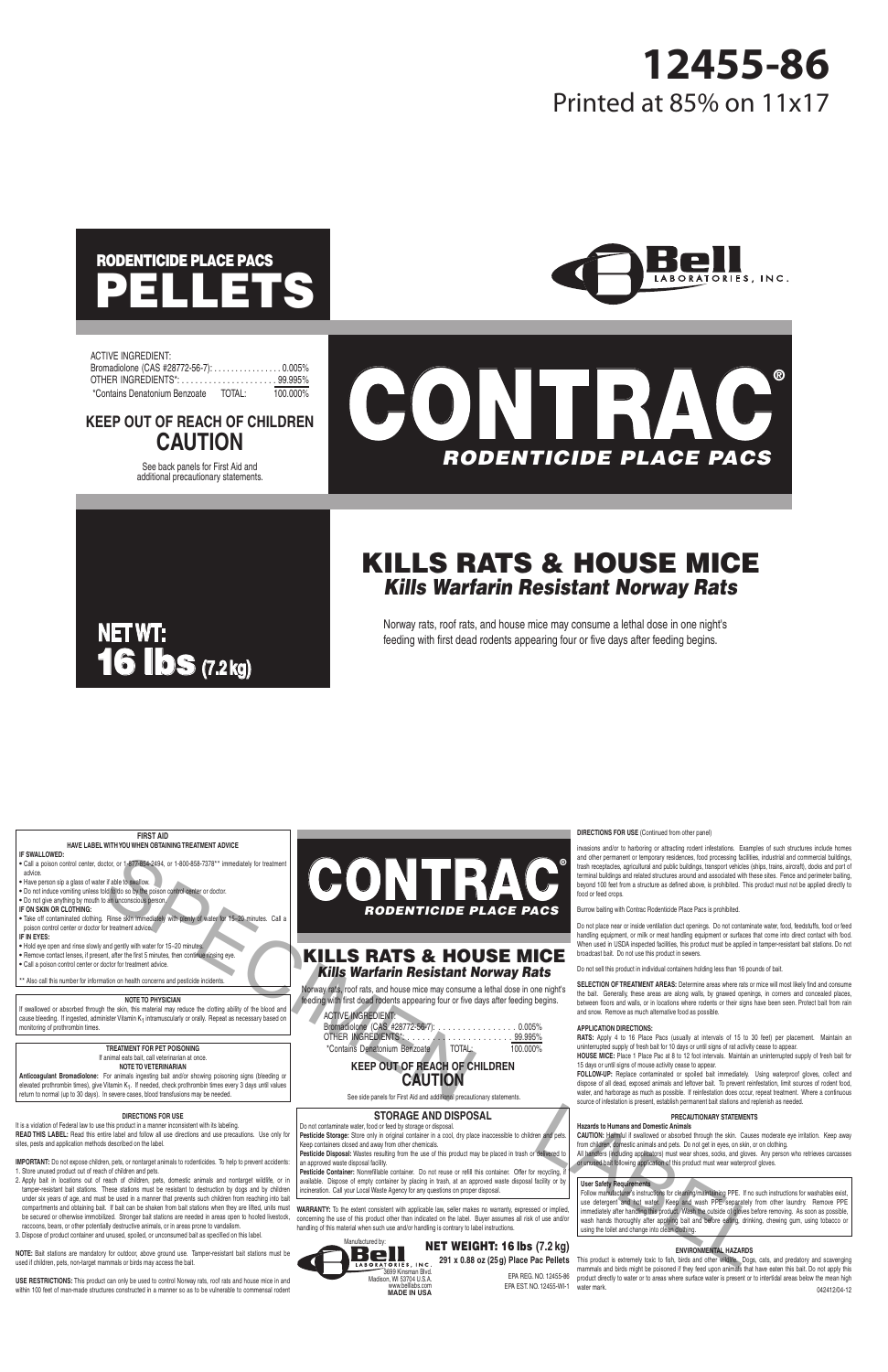# 12455-86

Printed at 85% on 11x17

## RODENTICIDE PLACE PACS
# PELLETS

Bell LABORATORIES, INC.

ACTIVE INGREDIENT:
Bromadiolone (CAS #28772-56-7): . . . . . . . . . . . . . . . . 0.005%
OTHER INGREDIENTS*: . . . . . . . . . . . . . . . . . . . . . 99.995%
*Contains Denatonium Benzoate TOTAL: 100.000%

**KEEP OUT OF REACH OF CHILDREN**
**CAUTION**

See back panels for First Aid and additional precautionary statements.

# CONTRAC®
*RODENTICIDE PLACE PACS*

**NET WT: 16 lbs (7.2 kg)**

## KILLS RATS & HOUSE MICE
### *Kills Warfarin Resistant Norway Rats*

Norway rats, roof rats, and house mice may consume a lethal dose in one night's feeding with first dead rodents appearing four or five days after feeding begins.

---

### FIRST AID
**HAVE LABEL WITH YOU WHEN OBTAINING TREATMENT ADVICE**

**IF SWALLOWED:**
- Call a poison control center, doctor, or 1-877-854-2494, or 1-800-858-7378** immediately for treatment advice.
- Have person sip a glass of water if able to swallow.
- Do not induce vomiting unless told to do so by the poison control center or doctor.
- Do not give anything by mouth to an unconscious person.

**IF ON SKIN OR CLOTHING:**
- Take off contaminated clothing. Rinse skin immediately with plenty of water for 15–20 minutes. Call a poison control center or doctor for treatment advice.

**IF IN EYES:**
- Hold eye open and rinse slowly and gently with water for 15–20 minutes.
- Remove contact lenses, if present, after the first 5 minutes, then continue rinsing eye.
- Call a poison control center or doctor for treatment advice.

** Also call this number for information on health concerns and pesticide incidents.

### NOTE TO PHYSICIAN
If swallowed or absorbed through the skin, this material may reduce the clotting ability of the blood and cause bleeding. If ingested, administer Vitamin $K_1$ intramuscularly or orally. Repeat as necessary based on monitoring of prothrombin times.

### TREATMENT FOR PET POISONING
If animal eats bait, call veterinarian at once.

### NOTE TO VETERINARIAN
**Anticoagulant Bromadiolone:** For animals ingesting bait and/or showing poisoning signs (bleeding or elevated prothrombin times), give Vitamin $K_1$. If needed, check prothrombin times every 3 days until values return to normal (up to 30 days). In severe cases, blood transfusions may be needed.

### DIRECTIONS FOR USE
It is a violation of Federal law to use this product in a manner inconsistent with its labeling.

**READ THIS LABEL:** Read this entire label and follow all use directions and use precautions. Use only for sites, pests and application methods described on the label.

**IMPORTANT:** Do not expose children, pets, or nontarget animals to rodenticides. To help to prevent accidents:
1. Store unused product out of reach of children and pets.
2. Apply bait in locations out of reach of children, pets, domestic animals and nontarget wildlife, or in tamper-resistant bait stations. These stations must be resistant to destruction by dogs and by children under six years of age, and must be used in a manner that prevents such children from reaching into bait compartments and obtaining bait. If bait can be shaken from bait stations when they are lifted, units must be secured or otherwise immobilized. Stronger bait stations are needed in areas open to hoofed livestock, raccoons, bears, or other potentially destructive animals, or in areas prone to vandalism.
3. Dispose of product container and unused, spoiled, or unconsumed bait as specified on this label.

**NOTE:** Bait stations are mandatory for outdoor, above ground use. Tamper-resistant bait stations must be used if children, pets, non-target mammals or birds may access the bait.

**USE RESTRICTIONS:** This product can only be used to control Norway rats, roof rats and house mice in and within 100 feet of man-made structures constructed in a manner so as to be vulnerable to commensal rodent

# CONTRAC®
*RODENTICIDE PLACE PACS*

## KILLS RATS & HOUSE MICE
### *Kills Warfarin Resistant Norway Rats*

Norway rats, roof rats, and house mice may consume a lethal dose in one night's feeding with first dead rodents appearing four or five days after feeding begins.

ACTIVE INGREDIENT:
Bromadiolone (CAS #28772-56-7): . . . . . . . . . . . . . . . . 0.005%
OTHER INGREDIENTS*: . . . . . . . . . . . . . . . . . . . . . 99.995%
*Contains Denatonium Benzoate TOTAL: 100.000%

**KEEP OUT OF REACH OF CHILDREN**
**CAUTION**

See side panels for First Aid and additional precautionary statements.

### STORAGE AND DISPOSAL
Do not contaminate water, food or feed by storage or disposal.

**Pesticide Storage:** Store only in original container in a cool, dry place inaccessible to children and pets. Keep containers closed and away from other chemicals.

**Pesticide Disposal:** Wastes resulting from the use of this product may be placed in trash or delivered to an approved waste disposal facility.

**Pesticide Container:** Nonrefillable container. Do not reuse or refill this container. Offer for recycling, if available. Dispose of empty container by placing in trash, at an approved waste disposal facility or by incineration. Call your Local Waste Agency for any questions on proper disposal.

**WARRANTY:** To the extent consistent with applicable law, seller makes no warranty, expressed or implied, concerning the use of this product other than indicated on the label. Buyer assumes all risk of use and/or handling of this material when such use and/or handling is contrary to label instructions.

Manufactured by:
Bell LABORATORIES, INC.
3699 Kinsman Blvd.
Madison, WI 53704 U.S.A.
www.belllabs.com
MADE IN USA

**NET WEIGHT: 16 lbs (7.2 kg)**
**291 x 0.88 oz (25g) Place Pac Pellets**

EPA REG. NO. 12455-86
EPA EST. NO. 12455-WI-1

**DIRECTIONS FOR USE** (Continued from other panel)

invasions and/or to harboring or attracting rodent infestations. Examples of such structures include homes and other permanent or temporary residences, food processing facilities, industrial and commercial buildings, trash receptacles, agricultural and public buildings, transport vehicles (ships, trains, aircraft), docks and port of terminal buildings and related structures around and associated with these sites. Fence and perimeter baiting, beyond 100 feet from a structure as defined above, is prohibited. This product must not be applied directly to food or feed crops.

Burrow baiting with Contrac Rodenticide Place Pacs is prohibited.

Do not place near or inside ventilation duct openings. Do not contaminate water, food, feedstuffs, food or feed handling equipment, or milk or meat handling equipment or surfaces that come into direct contact with food. When used in USDA inspected facilities, this product must be applied in tamper-resistant bait stations. Do not broadcast bait. Do not use this product in sewers.

Do not sell this product in individual containers holding less than 16 pounds of bait.

**SELECTION OF TREATMENT AREAS:** Determine areas where rats or mice will most likely find and consume the bait. Generally, these areas are along walls, by gnawed openings, in corners and concealed places, between floors and walls, or in locations where rodents or their signs have been seen. Protect bait from rain and snow. Remove as much alternative food as possible.

**APPLICATION DIRECTIONS:**

**RATS:** Apply 4 to 16 Place Pacs (usually at intervals of 15 to 30 feet) per placement. Maintain an uninterrupted supply of fresh bait for 10 days or until signs of rat activity cease to appear.

**HOUSE MICE:** Place 1 Place Pac at 8 to 12 foot intervals. Maintain an uninterrupted supply of fresh bait for 15 days or until signs of mouse activity cease to appear.

**FOLLOW-UP:** Replace contaminated or spoiled bait immediately. Using waterproof gloves, collect and dispose of all dead, exposed animals and leftover bait. To prevent reinfestation, limit sources of rodent food, water, and harborage as much as possible. If reinfestation does occur, repeat treatment. Where a continuous source of infestation is present, establish permanent bait stations and replenish as needed.

### PRECAUTIONARY STATEMENTS
**Hazards to Humans and Domestic Animals**

**CAUTION:** Harmful if swallowed or absorbed through the skin. Causes moderate eye irritation. Keep away from children, domestic animals and pets. Do not get in eyes, on skin, or on clothing.

All handlers (including applicators) must wear shoes, socks, and gloves. Any person who retrieves carcasses or unused bait following application of this product must wear waterproof gloves.

**User Safety Requirements**
Follow manufacturer's instructions for cleaning/maintaining PPE. If no such instructions for washables exist, use detergent and hot water. Keep and wash PPE separately from other laundry. Remove PPE immediately after handling this product. Wash the outside of gloves before removing. As soon as possible, wash hands thoroughly after applying bait and before eating, drinking, chewing gum, using tobacco or using the toilet and change into clean clothing.

### ENVIRONMENTAL HAZARDS
This product is extremely toxic to fish, birds and other wildlife. Dogs, cats, and predatory and scavenging mammals and birds might be poisoned if they feed upon animals that have eaten this bait. Do not apply this product directly to water or to areas where surface water is present or to intertidal areas below the mean high water mark.

042412/04-12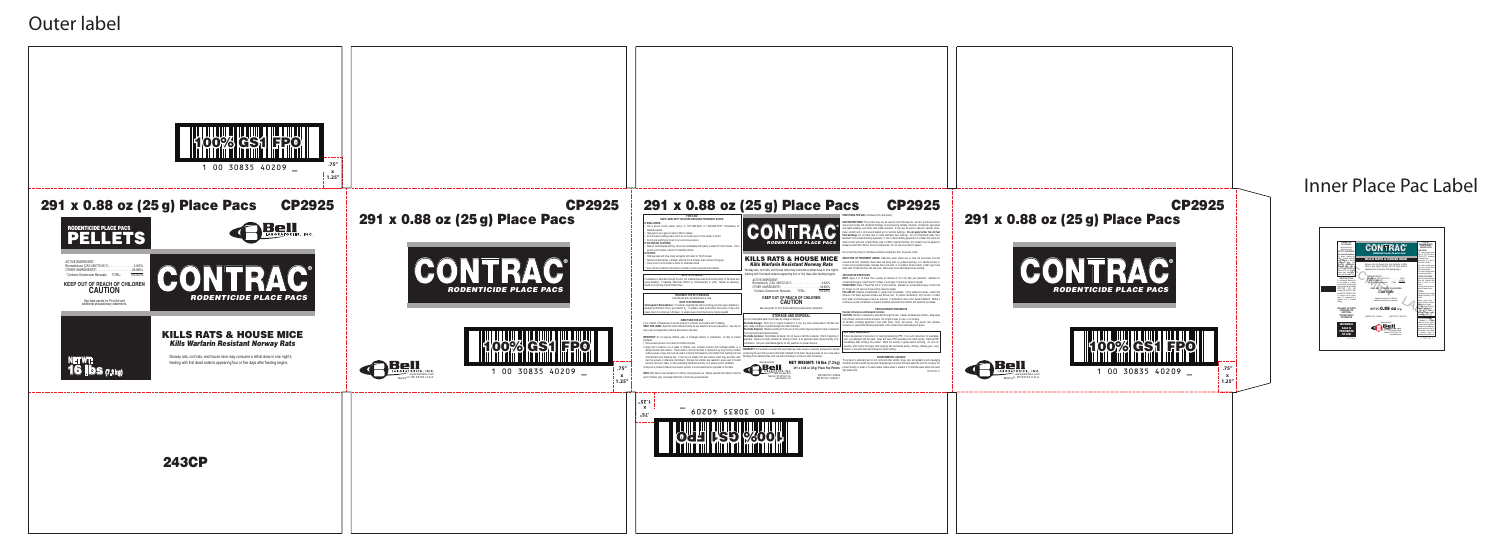Outer label

Inner Place Pac Label

1 00 30835 40209

.75" x 1.25"

## 291 x 0.88 oz (25 g) Place Pacs CP2925

RODENTICIDE PLACE PACS
**PELLETS**

Bell LABORATORIES, INC.

ACTIVE INGREDIENT:
Bromadiolone (CAS 28772-56-7) .......... 0.005%
OTHER INGREDIENTS* ........................ 99.995%
TOTAL 100.000%
*Contains Denatonium Benzoate

**KEEP OUT OF REACH OF CHILDREN**
**CAUTION**

See back panels for First Aid and additional precautionary statements

# CONTRAC®
*RODENTICIDE PLACE PACS*

**KILLS RATS & HOUSE MICE**
*Kills Warfarin Resistant Norway Rats*

Norway rats, roof rats, and house mice may consume a lethal dose in one night's feeding with first dead rodents appearing four or five days after feeding begins.

NET WT: **16 lbs** (7.3 kg)

## 291 x 0.88 oz (25 g) Place Pacs CP2925

# CONTRAC®
*RODENTICIDE PLACE PACS*

1 00 30835 40209

.75" x 1.25"

## 291 x 0.88 oz (25 g) Place Pacs CP2925

# CONTRAC®
*RODENTICIDE PLACE PACS*

**KILLS RATS & HOUSE MICE**
*Kills Warfarin Resistant Norway Rats*

Norway rats, roof rats, and house mice may consume a lethal dose in one night's feeding with first dead rodents appearing four or five days after feeding begins.

ACTIVE INGREDIENT:
Bromadiolone (CAS 28772-56-7) .......... 0.005%
OTHER INGREDIENTS* ........................ 99.995%
TOTAL 100.000%
*Contains Denatonium Benzoate

**KEEP OUT OF REACH OF CHILDREN**
**CAUTION**

**STORAGE AND DISPOSAL**

**NET WEIGHT: 16 lbs (7.3 kg)**
**(291 x 0.88 oz (25 g) Place Pac Pellets)**

## 291 x 0.88 oz (25 g) Place Pacs CP2925

# CONTRAC®
*RODENTICIDE PLACE PACS*

1 00 30835 40209

.75" x 1.25"

1 00 30835 40209

.75" x 1.25"

**243CP**